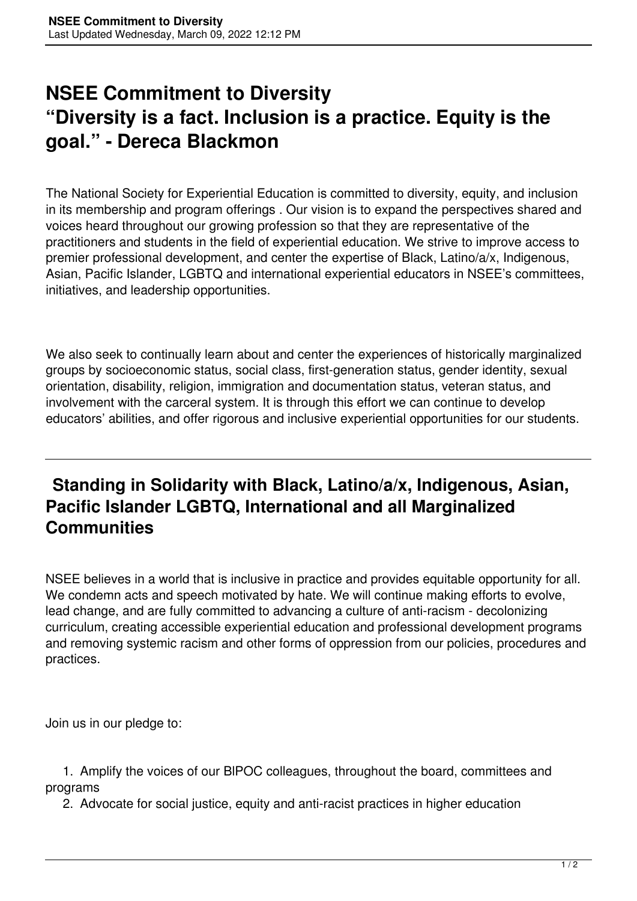# NSEE Commitment to Diversity
# "Diversity is a fact. Inclusion is a practice. Equity is the goal." - Dereca Blackmon

The National Society for Experiential Education is committed to diversity, equity, and inclusion in its membership and program offerings . Our vision is to expand the perspectives shared and voices heard throughout our growing profession so that they are representative of the practitioners and students in the field of experiential education. We strive to improve access to premier professional development, and center the expertise of Black, Latino/a/x, Indigenous, Asian, Pacific Islander, LGBTQ and international experiential educators in NSEE's committees, initiatives, and leadership opportunities.

We also seek to continually learn about and center the experiences of historically marginalized groups by socioeconomic status, social class, first-generation status, gender identity, sexual orientation, disability, religion, immigration and documentation status, veteran status, and involvement with the carceral system. It is through this effort we can continue to develop educators' abilities, and offer rigorous and inclusive experiential opportunities for our students.

---

## Standing in Solidarity with Black, Latino/a/x, Indigenous, Asian, Pacific Islander LGBTQ, International and all Marginalized Communities

NSEE believes in a world that is inclusive in practice and provides equitable opportunity for all. We condemn acts and speech motivated by hate. We will continue making efforts to evolve, lead change, and are fully committed to advancing a culture of anti-racism - decolonizing curriculum, creating accessible experiential education and professional development programs and removing systemic racism and other forms of oppression from our policies, procedures and practices.

Join us in our pledge to:

1. Amplify the voices of our BIPOC colleagues, throughout the board, committees and programs
2. Advocate for social justice, equity and anti-racist practices in higher education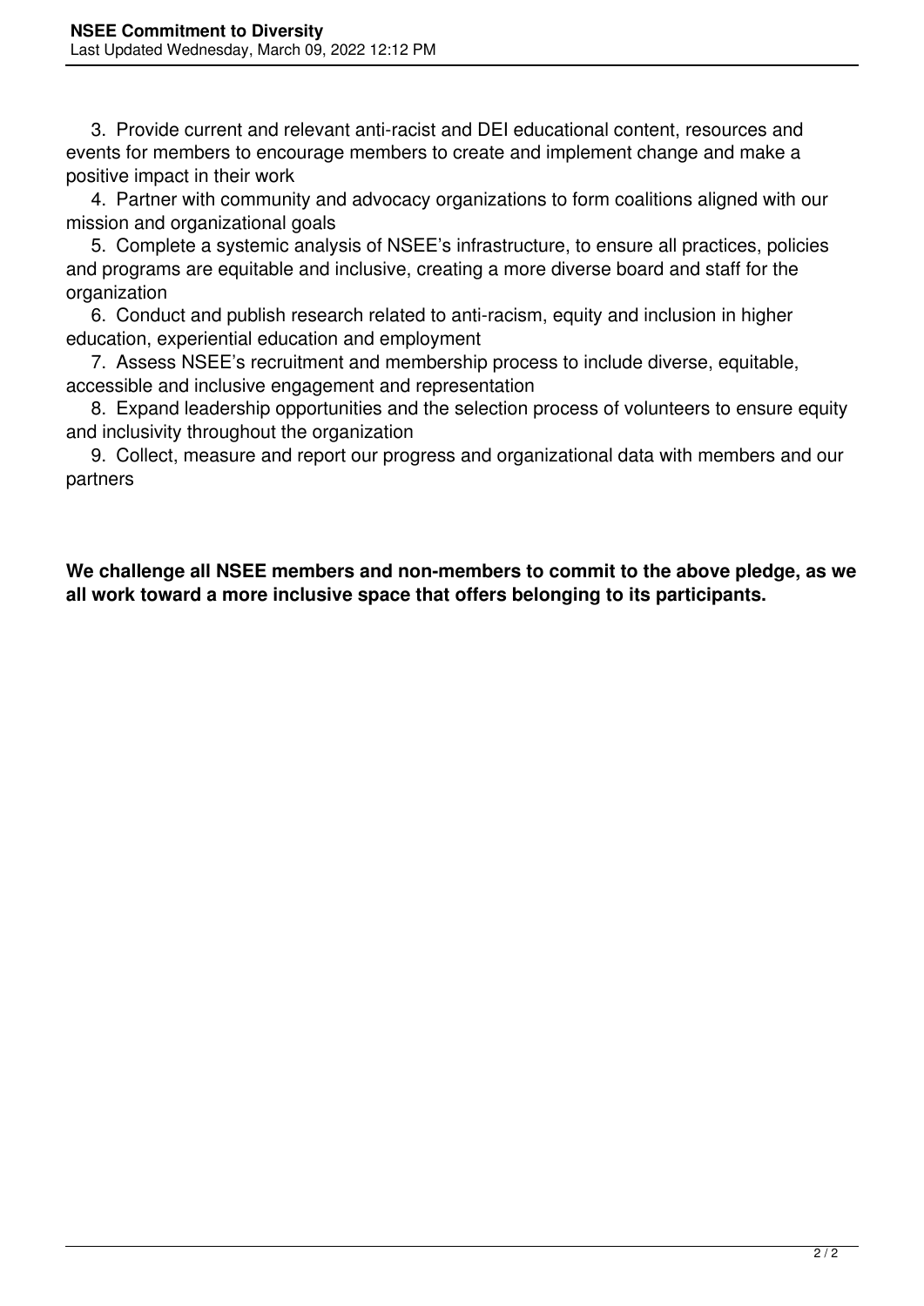3. Provide current and relevant anti-racist and DEI educational content, resources and events for members to encourage members to create and implement change and make a positive impact in their work
4. Partner with community and advocacy organizations to form coalitions aligned with our mission and organizational goals
5. Complete a systemic analysis of NSEE's infrastructure, to ensure all practices, policies and programs are equitable and inclusive, creating a more diverse board and staff for the organization
6. Conduct and publish research related to anti-racism, equity and inclusion in higher education, experiential education and employment
7. Assess NSEE's recruitment and membership process to include diverse, equitable, accessible and inclusive engagement and representation
8. Expand leadership opportunities and the selection process of volunteers to ensure equity and inclusivity throughout the organization
9. Collect, measure and report our progress and organizational data with members and our partners

**We challenge all NSEE members and non-members to commit to the above pledge, as we all work toward a more inclusive space that offers belonging to its participants.**